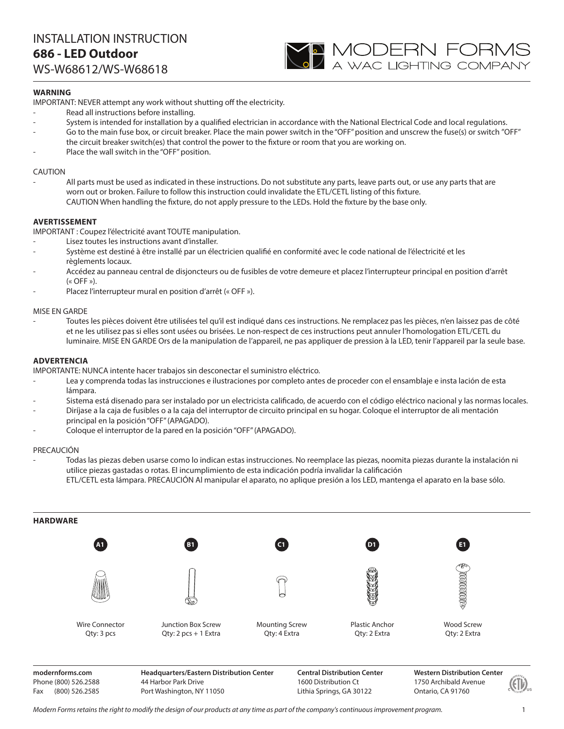# INSTALLATION INSTRUCTION
# **686 - LED Outdoor**
## WS-W68612/WS-W68618

MODERN FORMS
A WAC LIGHTING COMPANY

**WARNING**

IMPORTANT: NEVER attempt any work without shutting off the electricity.

- Read all instructions before installing.
- System is intended for installation by a qualified electrician in accordance with the National Electrical Code and local regulations.
- Go to the main fuse box, or circuit breaker. Place the main power switch in the "OFF" position and unscrew the fuse(s) or switch "OFF" the circuit breaker switch(es) that control the power to the fixture or room that you are working on.
- Place the wall switch in the "OFF" position.

CAUTION

- All parts must be used as indicated in these instructions. Do not substitute any parts, leave parts out, or use any parts that are worn out or broken. Failure to follow this instruction could invalidate the ETL/CETL listing of this fixture.
  CAUTION When handling the fixture, do not apply pressure to the LEDs. Hold the fixture by the base only.

**AVERTISSEMENT**

IMPORTANT : Coupez l'électricité avant TOUTE manipulation.

- Lisez toutes les instructions avant d'installer.
- Système est destiné à être installé par un électricien qualifié en conformité avec le code national de l'électricité et les règlements locaux.
- Accédez au panneau central de disjoncteurs ou de fusibles de votre demeure et placez l'interrupteur principal en position d'arrêt (« OFF »).
- Placez l'interrupteur mural en position d'arrêt (« OFF »).

MISE EN GARDE

- Toutes les pièces doivent être utilisées tel qu'il est indiqué dans ces instructions. Ne remplacez pas les pièces, n'en laissez pas de côté et ne les utilisez pas si elles sont usées ou brisées. Le non-respect de ces instructions peut annuler l'homologation ETL/CETL du luminaire. MISE EN GARDE Ors de la manipulation de l'appareil, ne pas appliquer de pression à la LED, tenir l'appareil par la seule base.

**ADVERTENCIA**

IMPORTANTE: NUNCA intente hacer trabajos sin desconectar el suministro eléctrico.

- Lea y comprenda todas las instrucciones e ilustraciones por completo antes de proceder con el ensamblaje e insta lación de esta lámpara.
- Sistema está disenado para ser instalado por un electricista calificado, de acuerdo con el código eléctrico nacional y las normas locales.
- Diríjase a la caja de fusibles o a la caja del interruptor de circuito principal en su hogar. Coloque el interruptor de ali mentación principal en la posición "OFF" (APAGADO).
- Coloque el interruptor de la pared en la posición "OFF" (APAGADO).

PRECAUCIÓN

- Todas las piezas deben usarse como lo indican estas instrucciones. No reemplace las piezas, noomita piezas durante la instalación ni utilice piezas gastadas o rotas. El incumplimiento de esta indicación podría invalidar la calificación
  ETL/CETL esta lámpara. PRECAUCIÓN Al manipular el aparato, no aplique presión a los LED, mantenga el aparato en la base sólo.

**HARDWARE**

| A1 | B1 | C1 | D1 | E1 |
|---|---|---|---|---|
| Wire Connector<br>Qty: 3 pcs | Junction Box Screw<br>Qty: 2 pcs + 1 Extra | Mounting Screw<br>Qty: 4 Extra | Plastic Anchor<br>Qty: 2 Extra | Wood Screw<br>Qty: 2 Extra |

**modernforms.com**
Phone (800) 526.2588
Fax (800) 526.2585

**Headquarters/Eastern Distribution Center**
44 Harbor Park Drive
Port Washington, NY 11050

**Central Distribution Center**
1600 Distribution Ct
Lithia Springs, GA 30122

**Western Distribution Center**
1750 Archibald Avenue
Ontario, CA 91760

*Modern Forms retains the right to modify the design of our products at any time as part of the company's continuous improvement program.*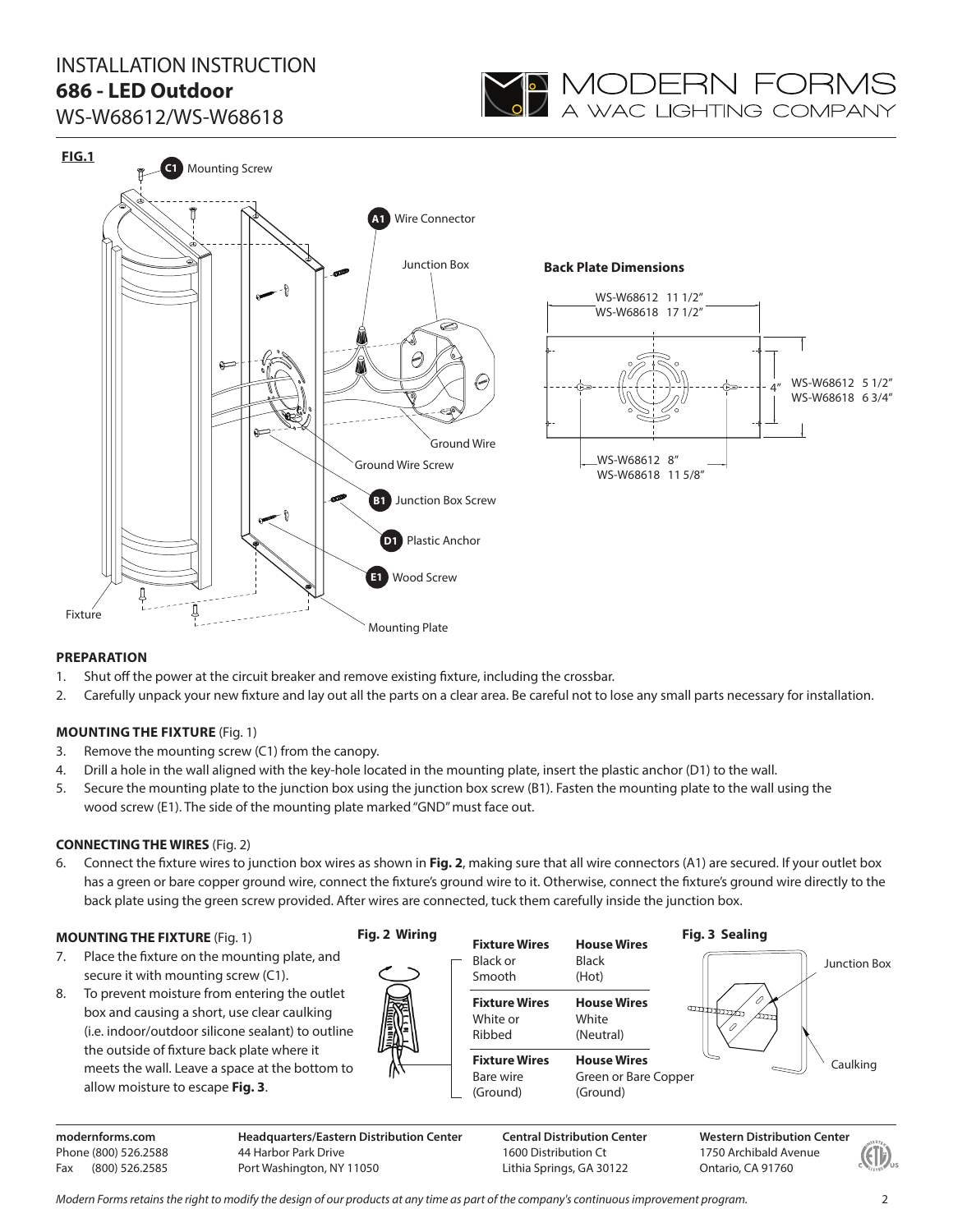# INSTALLATION INSTRUCTION
## 686 - LED Outdoor
WS-W68612/WS-W68618

MODERN FORMS
A WAC LIGHTING COMPANY

**FIG.1**

C1 Mounting Screw

A1 Wire Connector

Junction Box

Ground Wire

Ground Wire Screw

B1 Junction Box Screw

D1 Plastic Anchor

E1 Wood Screw

Fixture

Mounting Plate

**Back Plate Dimensions**

WS-W68612 11 1/2"
WS-W68618 17 1/2"

4"

WS-W68612 5 1/2"
WS-W68618 6 3/4"

WS-W68612 8"
WS-W68618 11 5/8"

### PREPARATION

1. Shut off the power at the circuit breaker and remove existing fixture, including the crossbar.
2. Carefully unpack your new fixture and lay out all the parts on a clear area. Be careful not to lose any small parts necessary for installation.

### MOUNTING THE FIXTURE (Fig. 1)

3. Remove the mounting screw (C1) from the canopy.
4. Drill a hole in the wall aligned with the key-hole located in the mounting plate, insert the plastic anchor (D1) to the wall.
5. Secure the mounting plate to the junction box using the junction box screw (B1). Fasten the mounting plate to the wall using the wood screw (E1). The side of the mounting plate marked "GND" must face out.

### CONNECTING THE WIRES (Fig. 2)

6. Connect the fixture wires to junction box wires as shown in **Fig. 2**, making sure that all wire connectors (A1) are secured. If your outlet box has a green or bare copper ground wire, connect the fixture's ground wire to it. Otherwise, connect the fixture's ground wire directly to the back plate using the green screw provided. After wires are connected, tuck them carefully inside the junction box.

### MOUNTING THE FIXTURE (Fig. 1)

7. Place the fixture on the mounting plate, and secure it with mounting screw (C1).
8. To prevent moisture from entering the outlet box and causing a short, use clear caulking (i.e. indoor/outdoor silicone sealant) to outline the outside of fixture back plate where it meets the wall. Leave a space at the bottom to allow moisture to escape **Fig. 3**.

**Fig. 2 Wiring**

| Fixture Wires | House Wires |
|---|---|
| Black or Smooth | Black (Hot) |
| White or Ribbed | White (Neutral) |
| Bare wire (Ground) | Green or Bare Copper (Ground) |

**Fig. 3 Sealing**

Junction Box

Caulking

**modernforms.com**
Phone (800) 526.2588
Fax (800) 526.2585

**Headquarters/Eastern Distribution Center**
44 Harbor Park Drive
Port Washington, NY 11050

**Central Distribution Center**
1600 Distribution Ct
Lithia Springs, GA 30122

**Western Distribution Center**
1750 Archibald Avenue
Ontario, CA 91760

*Modern Forms retains the right to modify the design of our products at any time as part of the company's continuous improvement program.*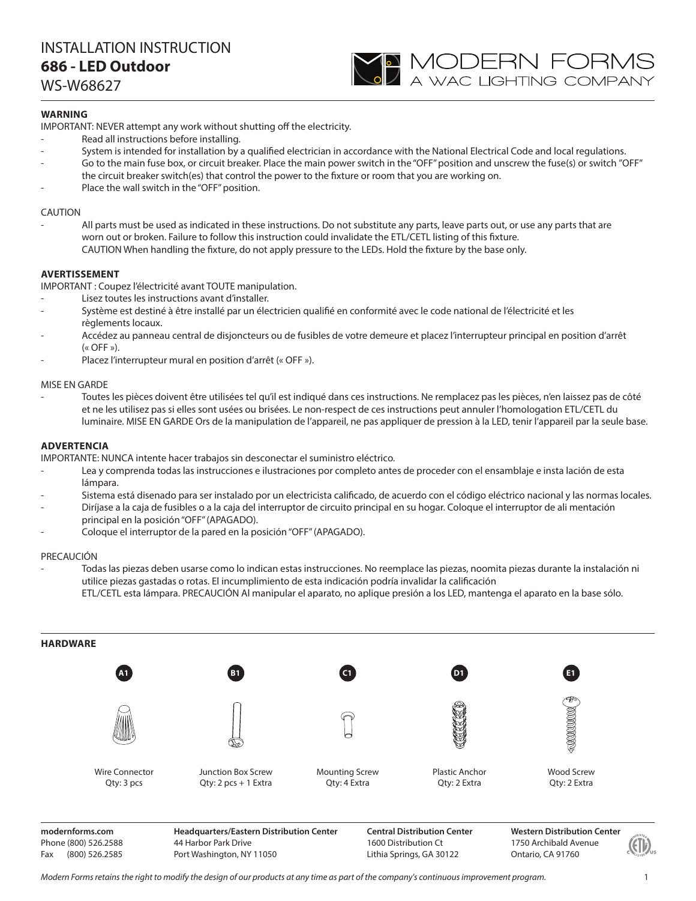# INSTALLATION INSTRUCTION
# **686 - LED Outdoor**
# WS-W68627

MODERN FORMS
A WAC LIGHTING COMPANY

**WARNING**

IMPORTANT: NEVER attempt any work without shutting off the electricity.

- Read all instructions before installing.
- System is intended for installation by a qualified electrician in accordance with the National Electrical Code and local regulations.
- Go to the main fuse box, or circuit breaker. Place the main power switch in the "OFF" position and unscrew the fuse(s) or switch "OFF" the circuit breaker switch(es) that control the power to the fixture or room that you are working on.
- Place the wall switch in the "OFF" position.

CAUTION

- All parts must be used as indicated in these instructions. Do not substitute any parts, leave parts out, or use any parts that are worn out or broken. Failure to follow this instruction could invalidate the ETL/CETL listing of this fixture.
  CAUTION When handling the fixture, do not apply pressure to the LEDs. Hold the fixture by the base only.

**AVERTISSEMENT**

IMPORTANT : Coupez l'électricité avant TOUTE manipulation.

- Lisez toutes les instructions avant d'installer.
- Système est destiné à être installé par un électricien qualifié en conformité avec le code national de l'électricité et les règlements locaux.
- Accédez au panneau central de disjoncteurs ou de fusibles de votre demeure et placez l'interrupteur principal en position d'arrêt (« OFF »).
- Placez l'interrupteur mural en position d'arrêt (« OFF »).

MISE EN GARDE

- Toutes les pièces doivent être utilisées tel qu'il est indiqué dans ces instructions. Ne remplacez pas les pièces, n'en laissez pas de côté et ne les utilisez pas si elles sont usées ou brisées. Le non-respect de ces instructions peut annuler l'homologation ETL/CETL du luminaire. MISE EN GARDE Ors de la manipulation de l'appareil, ne pas appliquer de pression à la LED, tenir l'appareil par la seule base.

**ADVERTENCIA**

IMPORTANTE: NUNCA intente hacer trabajos sin desconectar el suministro eléctrico.

- Lea y comprenda todas las instrucciones e ilustraciones por completo antes de proceder con el ensamblaje e insta lación de esta lámpara.
- Sistema está disenado para ser instalado por un electricista calificado, de acuerdo con el código eléctrico nacional y las normas locales.
- Diríjase a la caja de fusibles o a la caja del interruptor de circuito principal en su hogar. Coloque el interruptor de ali mentación principal en la posición "OFF" (APAGADO).
- Coloque el interruptor de la pared en la posición "OFF" (APAGADO).

PRECAUCIÓN

- Todas las piezas deben usarse como lo indican estas instrucciones. No reemplace las piezas, noomita piezas durante la instalación ni utilice piezas gastadas o rotas. El incumplimiento de esta indicación podría invalidar la calificación
  ETL/CETL esta lámpara. PRECAUCIÓN Al manipular el aparato, no aplique presión a los LED, mantenga el aparato en la base sólo.

**HARDWARE**

| A1 | B1 | C1 | D1 | E1 |
|---|---|---|---|---|
| Wire Connector<br>Qty: 3 pcs | Junction Box Screw<br>Qty: 2 pcs + 1 Extra | Mounting Screw<br>Qty: 4 Extra | Plastic Anchor<br>Qty: 2 Extra | Wood Screw<br>Qty: 2 Extra |

**modernforms.com**
Phone (800) 526.2588
Fax (800) 526.2585

**Headquarters/Eastern Distribution Center**
44 Harbor Park Drive
Port Washington, NY 11050

**Central Distribution Center**
1600 Distribution Ct
Lithia Springs, GA 30122

**Western Distribution Center**
1750 Archibald Avenue
Ontario, CA 91760

*Modern Forms retains the right to modify the design of our products at any time as part of the company's continuous improvement program.*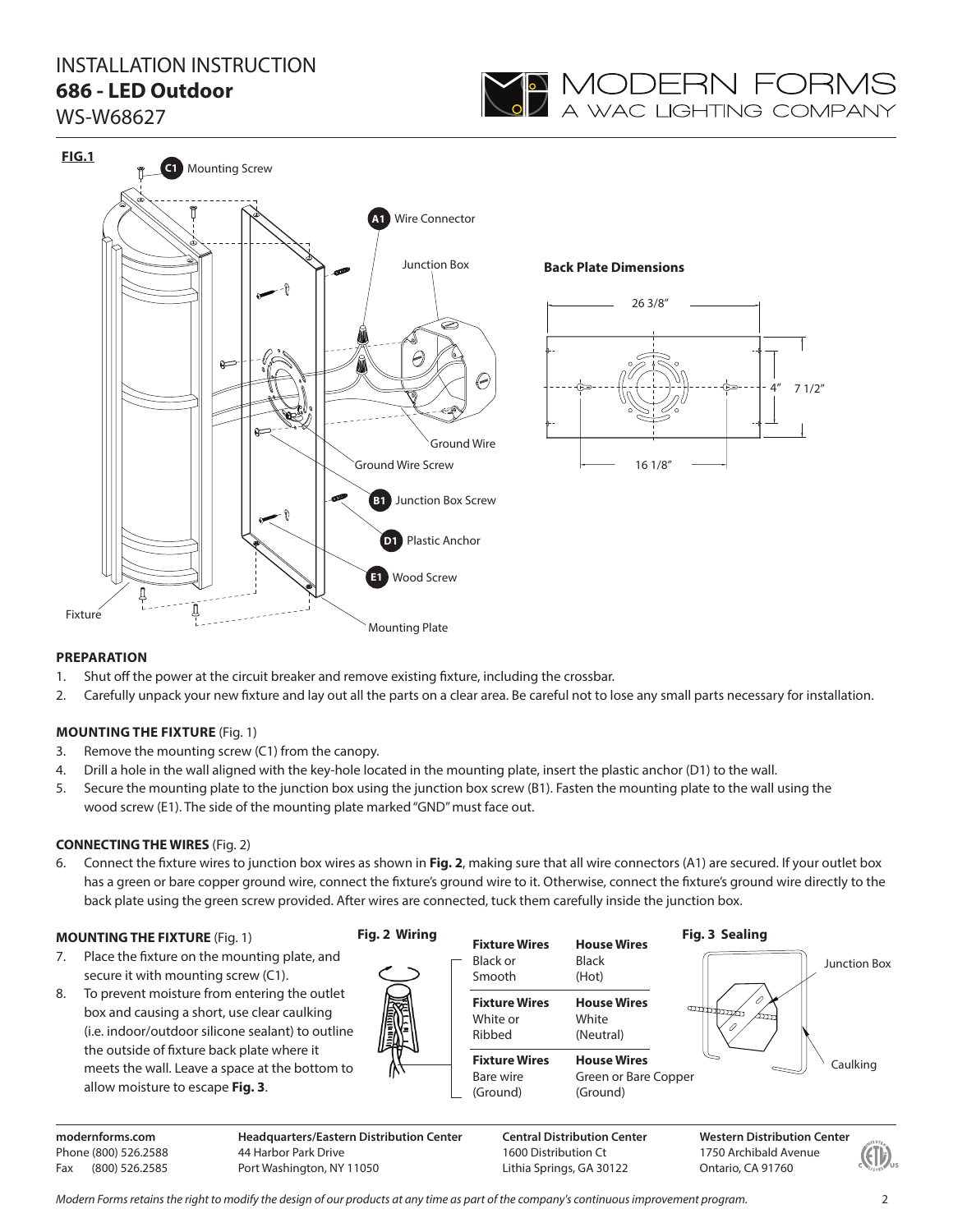# INSTALLATION INSTRUCTION
## 686 - LED Outdoor
WS-W68627

MODERN FORMS
A WAC LIGHTING COMPANY

**FIG.1**

C1 Mounting Screw
A1 Wire Connector
Junction Box
Ground Wire
Ground Wire Screw
B1 Junction Box Screw
D1 Plastic Anchor
E1 Wood Screw
Mounting Plate
Fixture

**Back Plate Dimensions**

26 3/8"
4"
7 1/2"
16 1/8"

### PREPARATION

1. Shut off the power at the circuit breaker and remove existing fixture, including the crossbar.
2. Carefully unpack your new fixture and lay out all the parts on a clear area. Be careful not to lose any small parts necessary for installation.

### MOUNTING THE FIXTURE (Fig. 1)

3. Remove the mounting screw (C1) from the canopy.
4. Drill a hole in the wall aligned with the key-hole located in the mounting plate, insert the plastic anchor (D1) to the wall.
5. Secure the mounting plate to the junction box using the junction box screw (B1). Fasten the mounting plate to the wall using the wood screw (E1). The side of the mounting plate marked "GND" must face out.

### CONNECTING THE WIRES (Fig. 2)

6. Connect the fixture wires to junction box wires as shown in **Fig. 2**, making sure that all wire connectors (A1) are secured. If your outlet box has a green or bare copper ground wire, connect the fixture's ground wire to it. Otherwise, connect the fixture's ground wire directly to the back plate using the green screw provided. After wires are connected, tuck them carefully inside the junction box.

### MOUNTING THE FIXTURE (Fig. 1)

7. Place the fixture on the mounting plate, and secure it with mounting screw (C1).
8. To prevent moisture from entering the outlet box and causing a short, use clear caulking (i.e. indoor/outdoor silicone sealant) to outline the outside of fixture back plate where it meets the wall. Leave a space at the bottom to allow moisture to escape **Fig. 3**.

**Fig. 2 Wiring**

| Fixture Wires | House Wires |
|---|---|
| Black or Smooth | Black (Hot) |
| White or Ribbed | White (Neutral) |
| Bare wire (Ground) | Green or Bare Copper (Ground) |

**Fig. 3 Sealing**

Junction Box
Caulking

**modernforms.com**
Phone (800) 526.2588
Fax (800) 526.2585

**Headquarters/Eastern Distribution Center**
44 Harbor Park Drive
Port Washington, NY 11050

**Central Distribution Center**
1600 Distribution Ct
Lithia Springs, GA 30122

**Western Distribution Center**
1750 Archibald Avenue
Ontario, CA 91760

*Modern Forms retains the right to modify the design of our products at any time as part of the company's continuous improvement program.*